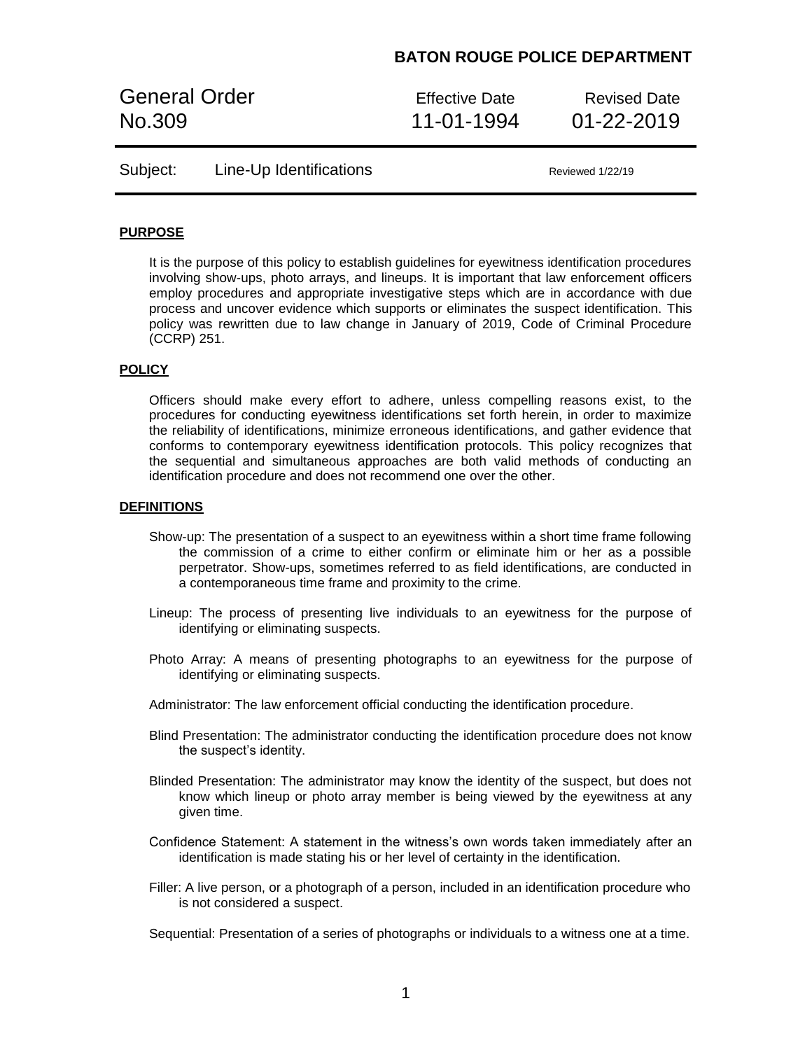**BATON ROUGE POLICE DEPARTMENT**

| General Order No.309 | Effective Date 11-01-1994 | Revised Date 01-22-2019 |
|---|---|---|

Subject: Line-Up Identifications — Reviewed 1/22/19

## PURPOSE

It is the purpose of this policy to establish guidelines for eyewitness identification procedures involving show-ups, photo arrays, and lineups. It is important that law enforcement officers employ procedures and appropriate investigative steps which are in accordance with due process and uncover evidence which supports or eliminates the suspect identification. This policy was rewritten due to law change in January of 2019, Code of Criminal Procedure (CCRP) 251.

## POLICY

Officers should make every effort to adhere, unless compelling reasons exist, to the procedures for conducting eyewitness identifications set forth herein, in order to maximize the reliability of identifications, minimize erroneous identifications, and gather evidence that conforms to contemporary eyewitness identification protocols. This policy recognizes that the sequential and simultaneous approaches are both valid methods of conducting an identification procedure and does not recommend one over the other.

## DEFINITIONS

Show-up: The presentation of a suspect to an eyewitness within a short time frame following the commission of a crime to either confirm or eliminate him or her as a possible perpetrator. Show-ups, sometimes referred to as field identifications, are conducted in a contemporaneous time frame and proximity to the crime.

Lineup: The process of presenting live individuals to an eyewitness for the purpose of identifying or eliminating suspects.

Photo Array: A means of presenting photographs to an eyewitness for the purpose of identifying or eliminating suspects.

Administrator: The law enforcement official conducting the identification procedure.

Blind Presentation: The administrator conducting the identification procedure does not know the suspect's identity.

Blinded Presentation: The administrator may know the identity of the suspect, but does not know which lineup or photo array member is being viewed by the eyewitness at any given time.

Confidence Statement: A statement in the witness's own words taken immediately after an identification is made stating his or her level of certainty in the identification.

Filler: A live person, or a photograph of a person, included in an identification procedure who is not considered a suspect.

Sequential: Presentation of a series of photographs or individuals to a witness one at a time.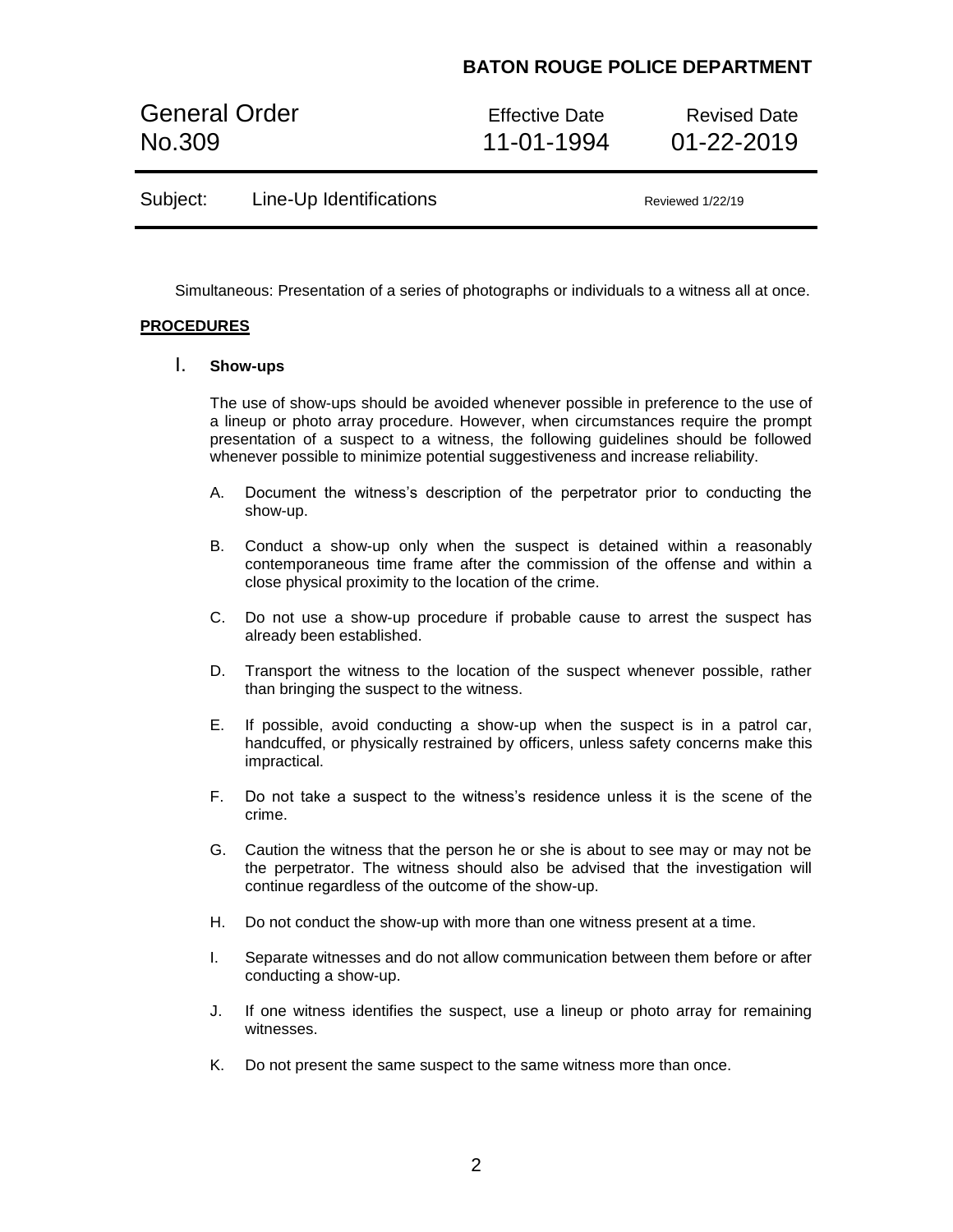Simultaneous: Presentation of a series of photographs or individuals to a witness all at once.

**PROCEDURES**

## I. Show-ups

The use of show-ups should be avoided whenever possible in preference to the use of a lineup or photo array procedure. However, when circumstances require the prompt presentation of a suspect to a witness, the following guidelines should be followed whenever possible to minimize potential suggestiveness and increase reliability.

A. Document the witness's description of the perpetrator prior to conducting the show-up.

B. Conduct a show-up only when the suspect is detained within a reasonably contemporaneous time frame after the commission of the offense and within a close physical proximity to the location of the crime.

C. Do not use a show-up procedure if probable cause to arrest the suspect has already been established.

D. Transport the witness to the location of the suspect whenever possible, rather than bringing the suspect to the witness.

E. If possible, avoid conducting a show-up when the suspect is in a patrol car, handcuffed, or physically restrained by officers, unless safety concerns make this impractical.

F. Do not take a suspect to the witness's residence unless it is the scene of the crime.

G. Caution the witness that the person he or she is about to see may or may not be the perpetrator. The witness should also be advised that the investigation will continue regardless of the outcome of the show-up.

H. Do not conduct the show-up with more than one witness present at a time.

I. Separate witnesses and do not allow communication between them before or after conducting a show-up.

J. If one witness identifies the suspect, use a lineup or photo array for remaining witnesses.

K. Do not present the same suspect to the same witness more than once.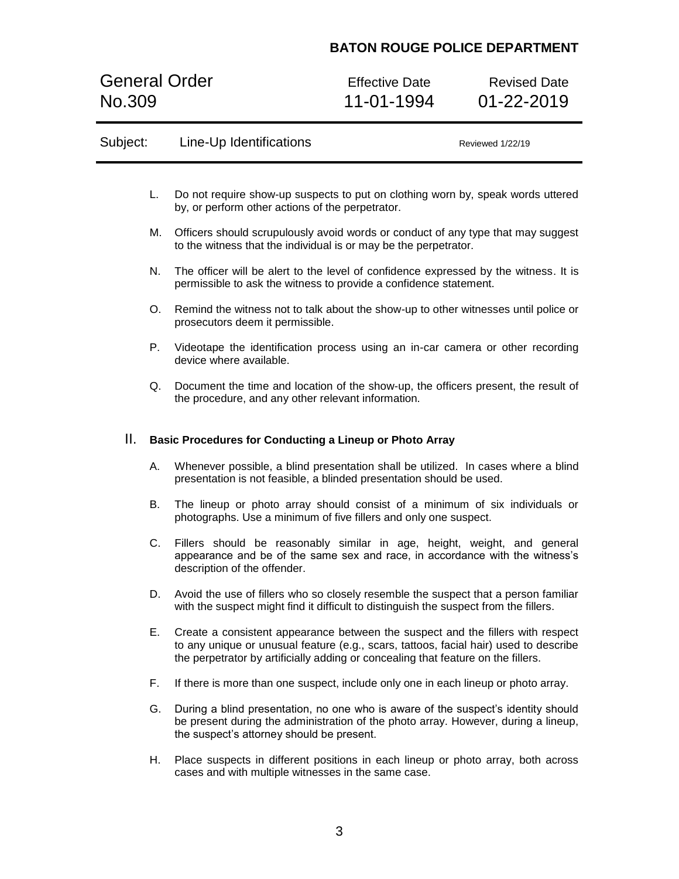L. Do not require show-up suspects to put on clothing worn by, speak words uttered by, or perform other actions of the perpetrator.

M. Officers should scrupulously avoid words or conduct of any type that may suggest to the witness that the individual is or may be the perpetrator.

N. The officer will be alert to the level of confidence expressed by the witness. It is permissible to ask the witness to provide a confidence statement.

O. Remind the witness not to talk about the show-up to other witnesses until police or prosecutors deem it permissible.

P. Videotape the identification process using an in-car camera or other recording device where available.

Q. Document the time and location of the show-up, the officers present, the result of the procedure, and any other relevant information.

## II. Basic Procedures for Conducting a Lineup or Photo Array

A. Whenever possible, a blind presentation shall be utilized. In cases where a blind presentation is not feasible, a blinded presentation should be used.

B. The lineup or photo array should consist of a minimum of six individuals or photographs. Use a minimum of five fillers and only one suspect.

C. Fillers should be reasonably similar in age, height, weight, and general appearance and be of the same sex and race, in accordance with the witness's description of the offender.

D. Avoid the use of fillers who so closely resemble the suspect that a person familiar with the suspect might find it difficult to distinguish the suspect from the fillers.

E. Create a consistent appearance between the suspect and the fillers with respect to any unique or unusual feature (e.g., scars, tattoos, facial hair) used to describe the perpetrator by artificially adding or concealing that feature on the fillers.

F. If there is more than one suspect, include only one in each lineup or photo array.

G. During a blind presentation, no one who is aware of the suspect's identity should be present during the administration of the photo array. However, during a lineup, the suspect's attorney should be present.

H. Place suspects in different positions in each lineup or photo array, both across cases and with multiple witnesses in the same case.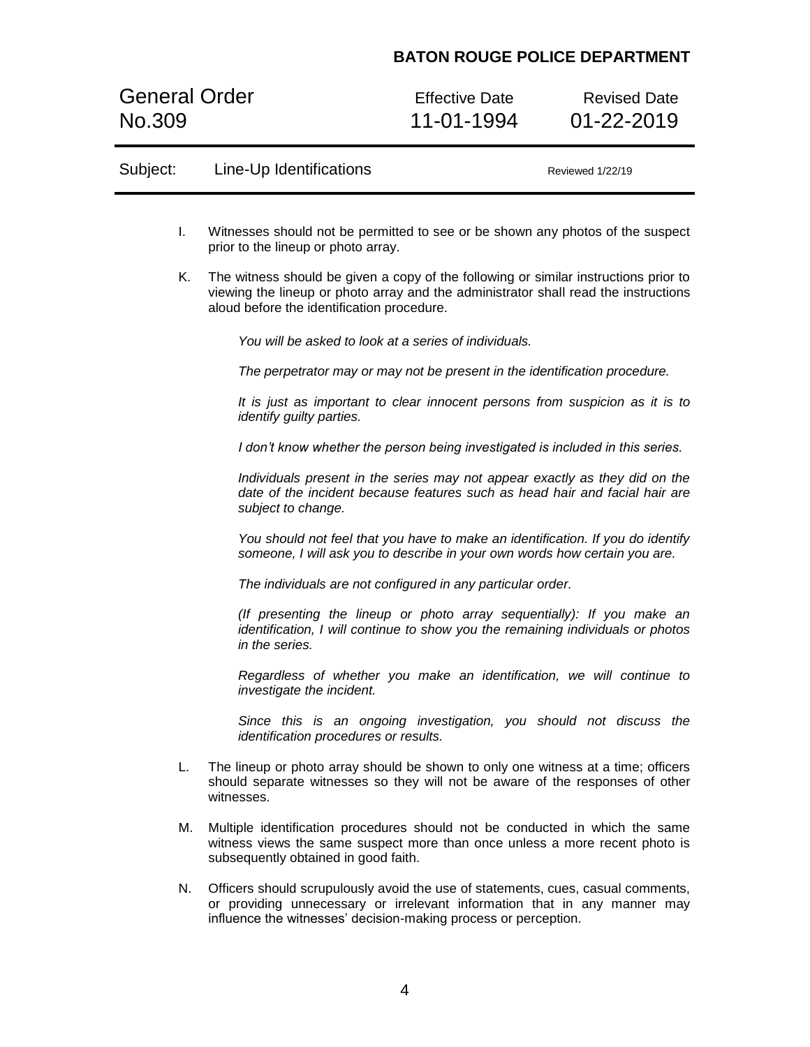I. Witnesses should not be permitted to see or be shown any photos of the suspect prior to the lineup or photo array.

K. The witness should be given a copy of the following or similar instructions prior to viewing the lineup or photo array and the administrator shall read the instructions aloud before the identification procedure.

> *You will be asked to look at a series of individuals.*
>
> *The perpetrator may or may not be present in the identification procedure.*
>
> *It is just as important to clear innocent persons from suspicion as it is to identify guilty parties.*
>
> *I don't know whether the person being investigated is included in this series.*
>
> *Individuals present in the series may not appear exactly as they did on the date of the incident because features such as head hair and facial hair are subject to change.*
>
> *You should not feel that you have to make an identification. If you do identify someone, I will ask you to describe in your own words how certain you are.*
>
> *The individuals are not configured in any particular order.*
>
> *(If presenting the lineup or photo array sequentially): If you make an identification, I will continue to show you the remaining individuals or photos in the series.*
>
> *Regardless of whether you make an identification, we will continue to investigate the incident.*
>
> *Since this is an ongoing investigation, you should not discuss the identification procedures or results.*

L. The lineup or photo array should be shown to only one witness at a time; officers should separate witnesses so they will not be aware of the responses of other witnesses.

M. Multiple identification procedures should not be conducted in which the same witness views the same suspect more than once unless a more recent photo is subsequently obtained in good faith.

N. Officers should scrupulously avoid the use of statements, cues, casual comments, or providing unnecessary or irrelevant information that in any manner may influence the witnesses' decision-making process or perception.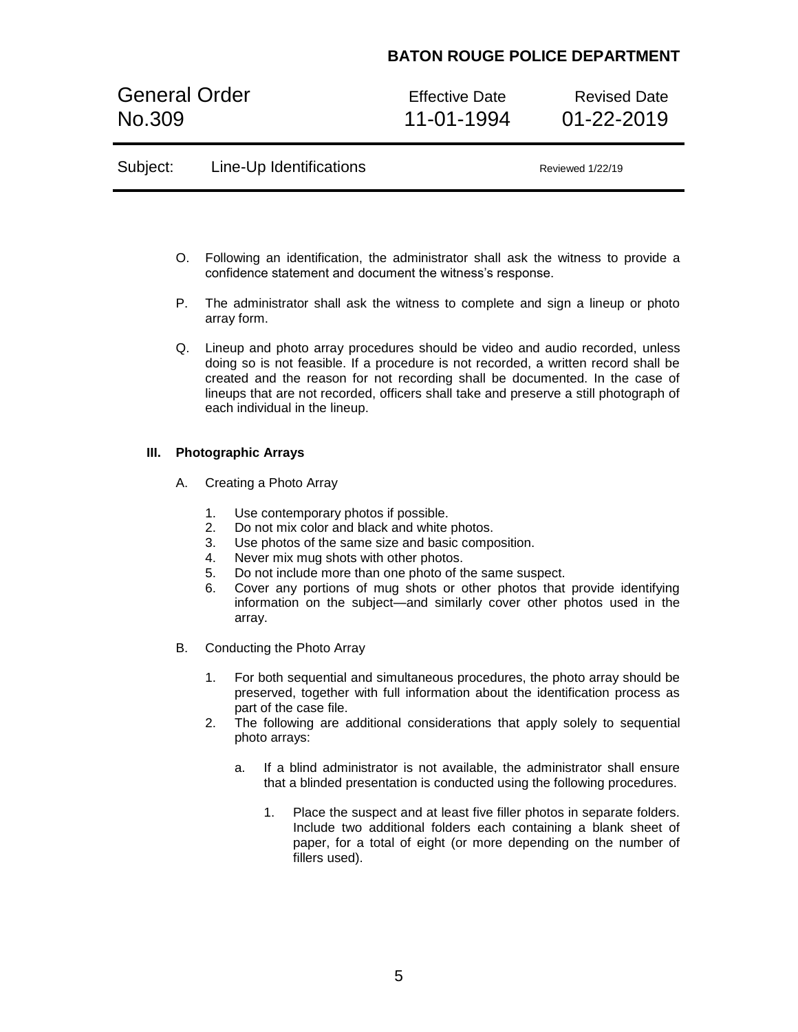O. Following an identification, the administrator shall ask the witness to provide a confidence statement and document the witness's response.

P. The administrator shall ask the witness to complete and sign a lineup or photo array form.

Q. Lineup and photo array procedures should be video and audio recorded, unless doing so is not feasible. If a procedure is not recorded, a written record shall be created and the reason for not recording shall be documented. In the case of lineups that are not recorded, officers shall take and preserve a still photograph of each individual in the lineup.

## III. Photographic Arrays

A. Creating a Photo Array

1. Use contemporary photos if possible.
2. Do not mix color and black and white photos.
3. Use photos of the same size and basic composition.
4. Never mix mug shots with other photos.
5. Do not include more than one photo of the same suspect.
6. Cover any portions of mug shots or other photos that provide identifying information on the subject—and similarly cover other photos used in the array.

B. Conducting the Photo Array

1. For both sequential and simultaneous procedures, the photo array should be preserved, together with full information about the identification process as part of the case file.
2. The following are additional considerations that apply solely to sequential photo arrays:

    a. If a blind administrator is not available, the administrator shall ensure that a blinded presentation is conducted using the following procedures.

        1. Place the suspect and at least five filler photos in separate folders. Include two additional folders each containing a blank sheet of paper, for a total of eight (or more depending on the number of fillers used).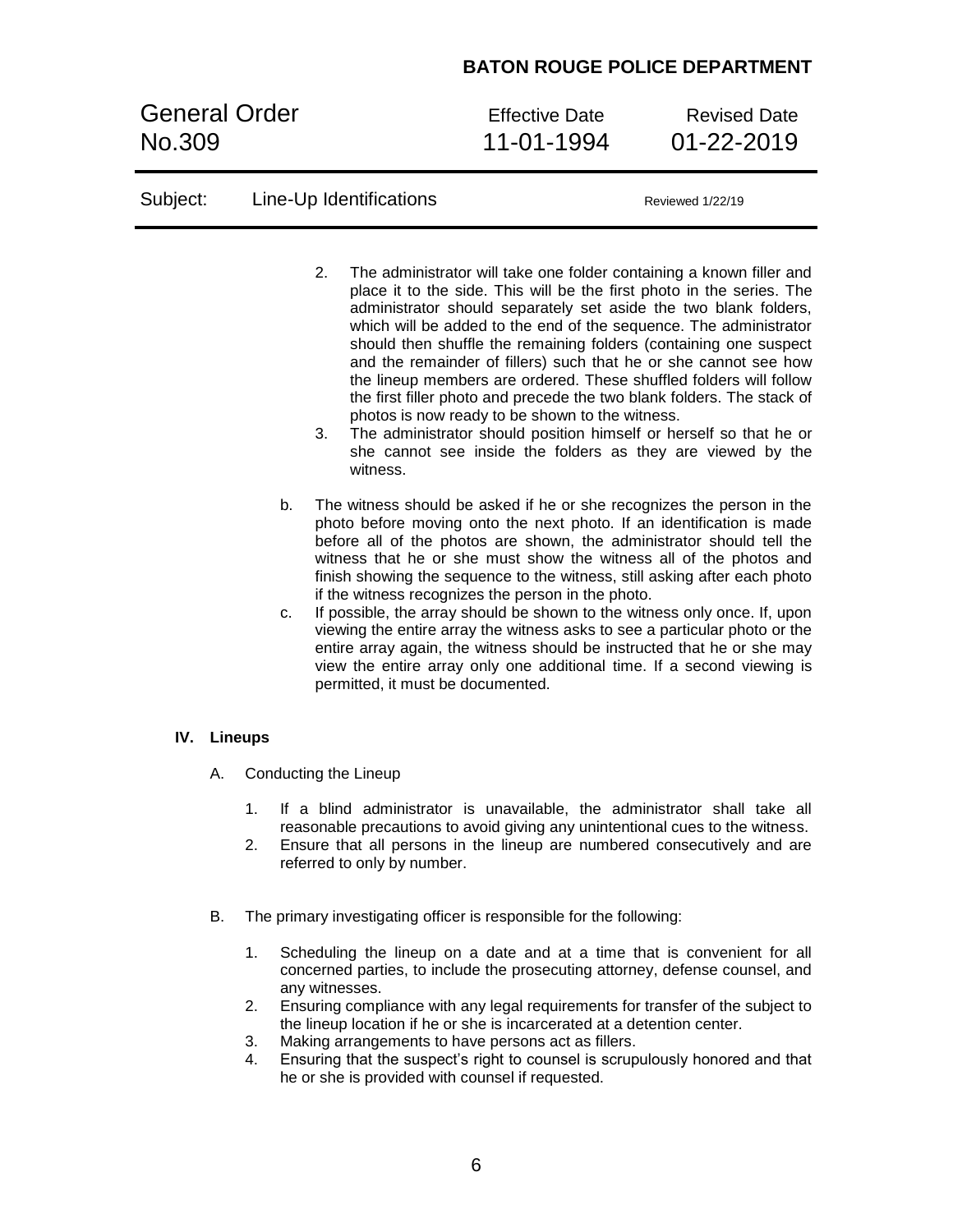2. The administrator will take one folder containing a known filler and place it to the side. This will be the first photo in the series. The administrator should separately set aside the two blank folders, which will be added to the end of the sequence. The administrator should then shuffle the remaining folders (containing one suspect and the remainder of fillers) such that he or she cannot see how the lineup members are ordered. These shuffled folders will follow the first filler photo and precede the two blank folders. The stack of photos is now ready to be shown to the witness.
3. The administrator should position himself or herself so that he or she cannot see inside the folders as they are viewed by the witness.

b. The witness should be asked if he or she recognizes the person in the photo before moving onto the next photo. If an identification is made before all of the photos are shown, the administrator should tell the witness that he or she must show the witness all of the photos and finish showing the sequence to the witness, still asking after each photo if the witness recognizes the person in the photo.

c. If possible, the array should be shown to the witness only once. If, upon viewing the entire array the witness asks to see a particular photo or the entire array again, the witness should be instructed that he or she may view the entire array only one additional time. If a second viewing is permitted, it must be documented.

## IV. Lineups

A. Conducting the Lineup

1. If a blind administrator is unavailable, the administrator shall take all reasonable precautions to avoid giving any unintentional cues to the witness.
2. Ensure that all persons in the lineup are numbered consecutively and are referred to only by number.

B. The primary investigating officer is responsible for the following:

1. Scheduling the lineup on a date and at a time that is convenient for all concerned parties, to include the prosecuting attorney, defense counsel, and any witnesses.
2. Ensuring compliance with any legal requirements for transfer of the subject to the lineup location if he or she is incarcerated at a detention center.
3. Making arrangements to have persons act as fillers.
4. Ensuring that the suspect's right to counsel is scrupulously honored and that he or she is provided with counsel if requested.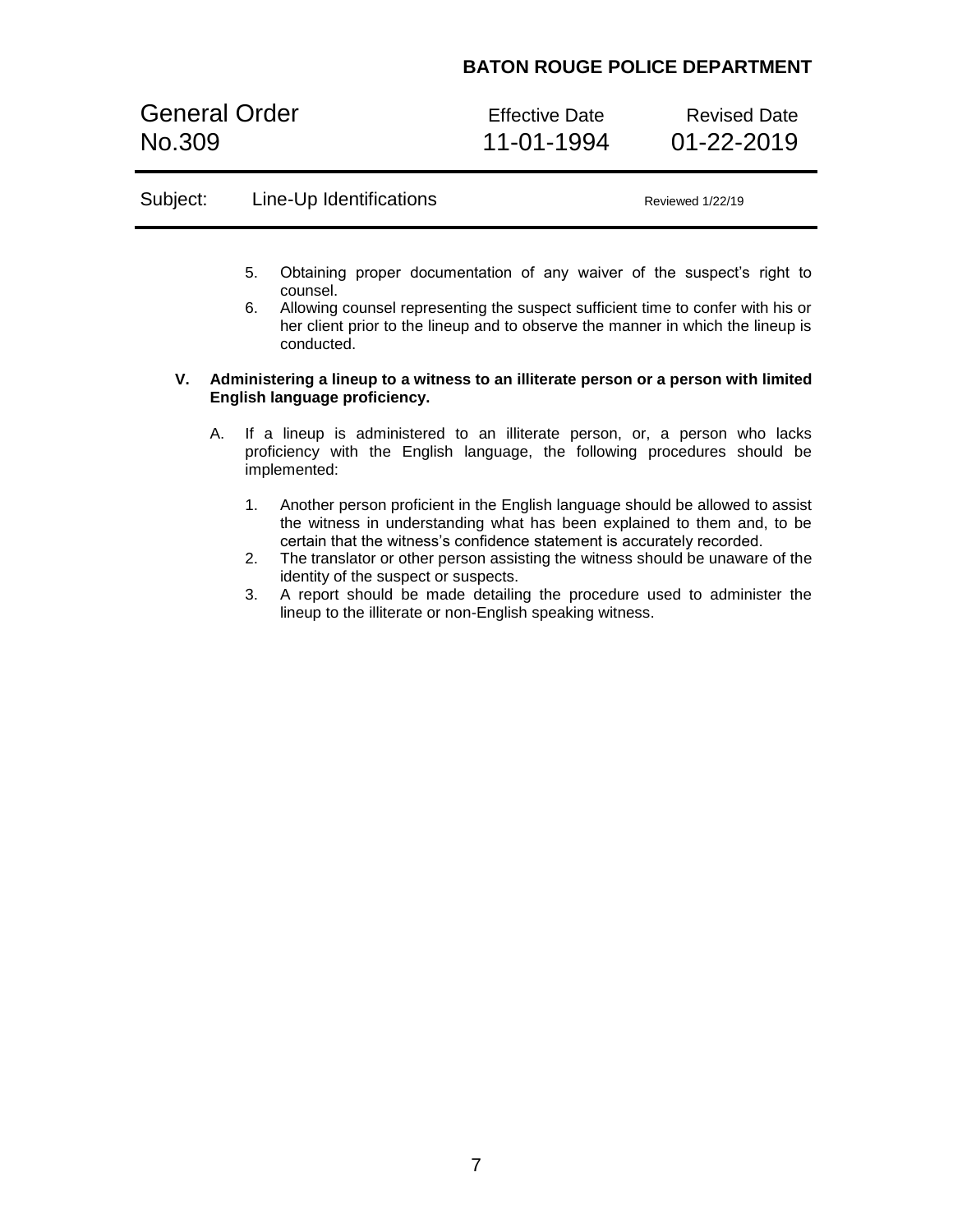5. Obtaining proper documentation of any waiver of the suspect's right to counsel.
6. Allowing counsel representing the suspect sufficient time to confer with his or her client prior to the lineup and to observe the manner in which the lineup is conducted.

**V. Administering a lineup to a witness to an illiterate person or a person with limited English language proficiency.**

A. If a lineup is administered to an illiterate person, or, a person who lacks proficiency with the English language, the following procedures should be implemented:

1. Another person proficient in the English language should be allowed to assist the witness in understanding what has been explained to them and, to be certain that the witness's confidence statement is accurately recorded.
2. The translator or other person assisting the witness should be unaware of the identity of the suspect or suspects.
3. A report should be made detailing the procedure used to administer the lineup to the illiterate or non-English speaking witness.